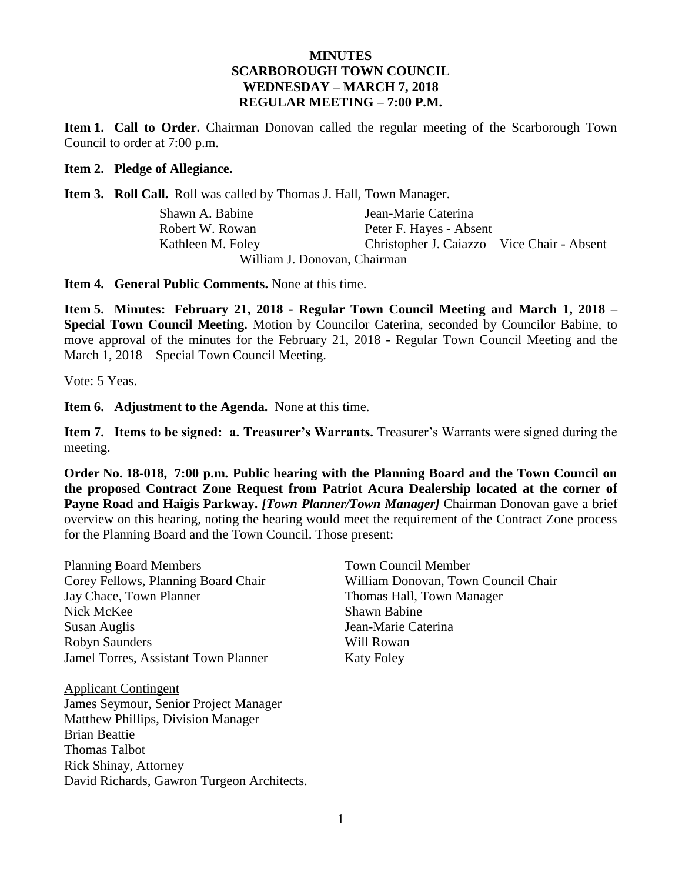# MINUTES
# SCARBOROUGH TOWN COUNCIL
# WEDNESDAY – MARCH 7, 2018
# REGULAR MEETING – 7:00 P.M.

**Item 1. Call to Order.** Chairman Donovan called the regular meeting of the Scarborough Town Council to order at 7:00 p.m.

**Item 2. Pledge of Allegiance.**

**Item 3. Roll Call.** Roll was called by Thomas J. Hall, Town Manager.

| | |
|---|---|
| Shawn A. Babine | Jean-Marie Caterina |
| Robert W. Rowan | Peter F. Hayes - Absent |
| Kathleen M. Foley | Christopher J. Caiazzo – Vice Chair - Absent |

William J. Donovan, Chairman

**Item 4. General Public Comments.** None at this time.

**Item 5. Minutes: February 21, 2018 - Regular Town Council Meeting and March 1, 2018 – Special Town Council Meeting.** Motion by Councilor Caterina, seconded by Councilor Babine, to move approval of the minutes for the February 21, 2018 - Regular Town Council Meeting and the March 1, 2018 – Special Town Council Meeting.

Vote: 5 Yeas.

**Item 6. Adjustment to the Agenda.** None at this time.

**Item 7. Items to be signed: a. Treasurer's Warrants.** Treasurer's Warrants were signed during the meeting.

**Order No. 18-018, 7:00 p.m. Public hearing with the Planning Board and the Town Council on the proposed Contract Zone Request from Patriot Acura Dealership located at the corner of Payne Road and Haigis Parkway.** ***[Town Planner/Town Manager]*** Chairman Donovan gave a brief overview on this hearing, noting the hearing would meet the requirement of the Contract Zone process for the Planning Board and the Town Council. Those present:

| Planning Board Members | Town Council Member |
|---|---|
| Corey Fellows, Planning Board Chair | William Donovan, Town Council Chair |
| Jay Chace, Town Planner | Thomas Hall, Town Manager |
| Nick McKee | Shawn Babine |
| Susan Auglis | Jean-Marie Caterina |
| Robyn Saunders | Will Rowan |
| Jamel Torres, Assistant Town Planner | Katy Foley |

Applicant Contingent
James Seymour, Senior Project Manager
Matthew Phillips, Division Manager
Brian Beattie
Thomas Talbot
Rick Shinay, Attorney
David Richards, Gawron Turgeon Architects.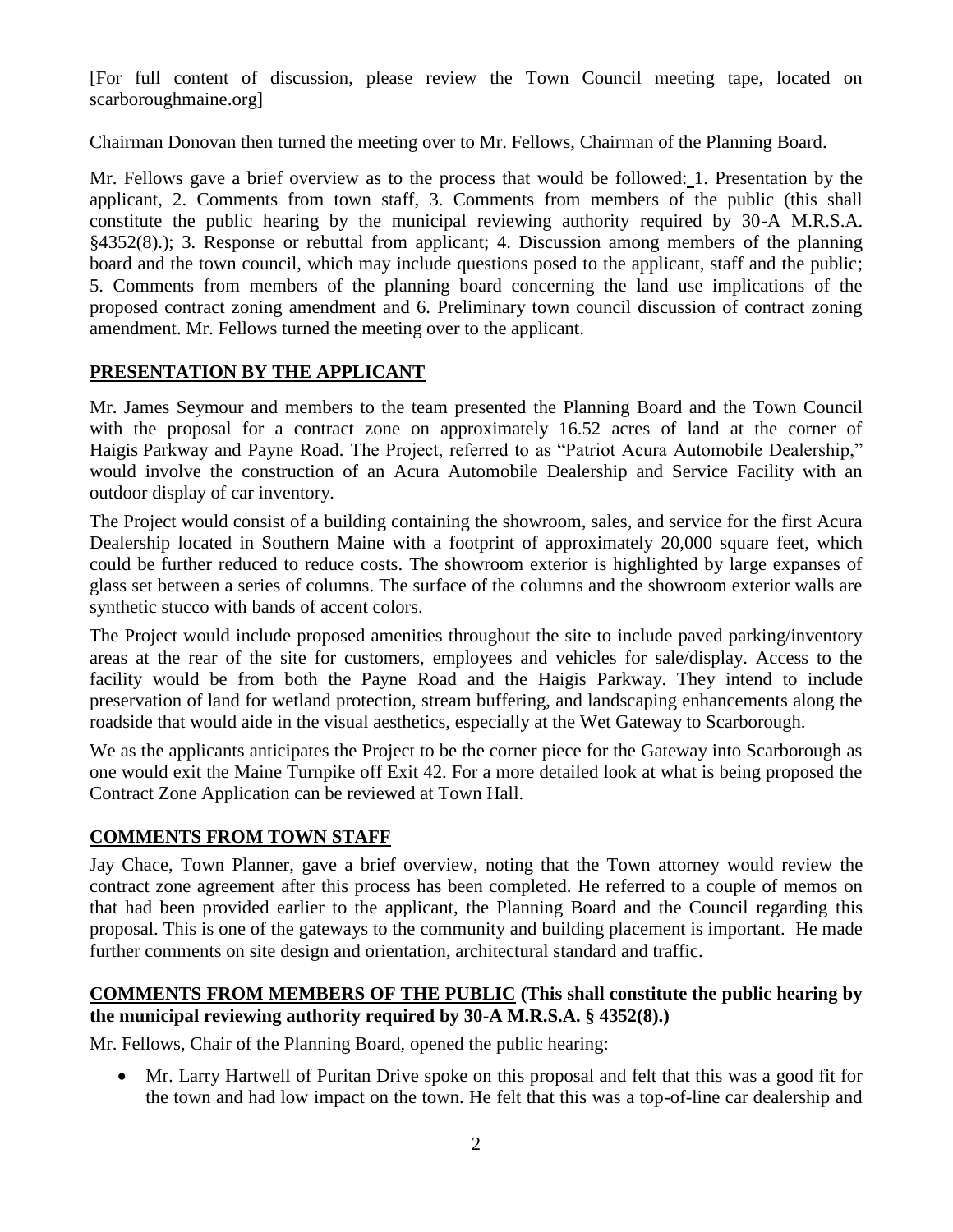[For full content of discussion, please review the Town Council meeting tape, located on scarboroughmaine.org]

Chairman Donovan then turned the meeting over to Mr. Fellows, Chairman of the Planning Board.

Mr. Fellows gave a brief overview as to the process that would be followed: 1. Presentation by the applicant, 2. Comments from town staff, 3. Comments from members of the public (this shall constitute the public hearing by the municipal reviewing authority required by 30-A M.R.S.A. §4352(8).); 3. Response or rebuttal from applicant; 4. Discussion among members of the planning board and the town council, which may include questions posed to the applicant, staff and the public; 5. Comments from members of the planning board concerning the land use implications of the proposed contract zoning amendment and 6. Preliminary town council discussion of contract zoning amendment. Mr. Fellows turned the meeting over to the applicant.

## PRESENTATION BY THE APPLICANT

Mr. James Seymour and members to the team presented the Planning Board and the Town Council with the proposal for a contract zone on approximately 16.52 acres of land at the corner of Haigis Parkway and Payne Road. The Project, referred to as "Patriot Acura Automobile Dealership," would involve the construction of an Acura Automobile Dealership and Service Facility with an outdoor display of car inventory.

The Project would consist of a building containing the showroom, sales, and service for the first Acura Dealership located in Southern Maine with a footprint of approximately 20,000 square feet, which could be further reduced to reduce costs. The showroom exterior is highlighted by large expanses of glass set between a series of columns. The surface of the columns and the showroom exterior walls are synthetic stucco with bands of accent colors.

The Project would include proposed amenities throughout the site to include paved parking/inventory areas at the rear of the site for customers, employees and vehicles for sale/display. Access to the facility would be from both the Payne Road and the Haigis Parkway. They intend to include preservation of land for wetland protection, stream buffering, and landscaping enhancements along the roadside that would aide in the visual aesthetics, especially at the Wet Gateway to Scarborough.

We as the applicants anticipates the Project to be the corner piece for the Gateway into Scarborough as one would exit the Maine Turnpike off Exit 42. For a more detailed look at what is being proposed the Contract Zone Application can be reviewed at Town Hall.

## COMMENTS FROM TOWN STAFF

Jay Chace, Town Planner, gave a brief overview, noting that the Town attorney would review the contract zone agreement after this process has been completed. He referred to a couple of memos on that had been provided earlier to the applicant, the Planning Board and the Council regarding this proposal. This is one of the gateways to the community and building placement is important. He made further comments on site design and orientation, architectural standard and traffic.

## COMMENTS FROM MEMBERS OF THE PUBLIC (This shall constitute the public hearing by the municipal reviewing authority required by 30-A M.R.S.A. § 4352(8).)

Mr. Fellows, Chair of the Planning Board, opened the public hearing:

- Mr. Larry Hartwell of Puritan Drive spoke on this proposal and felt that this was a good fit for the town and had low impact on the town. He felt that this was a top-of-line car dealership and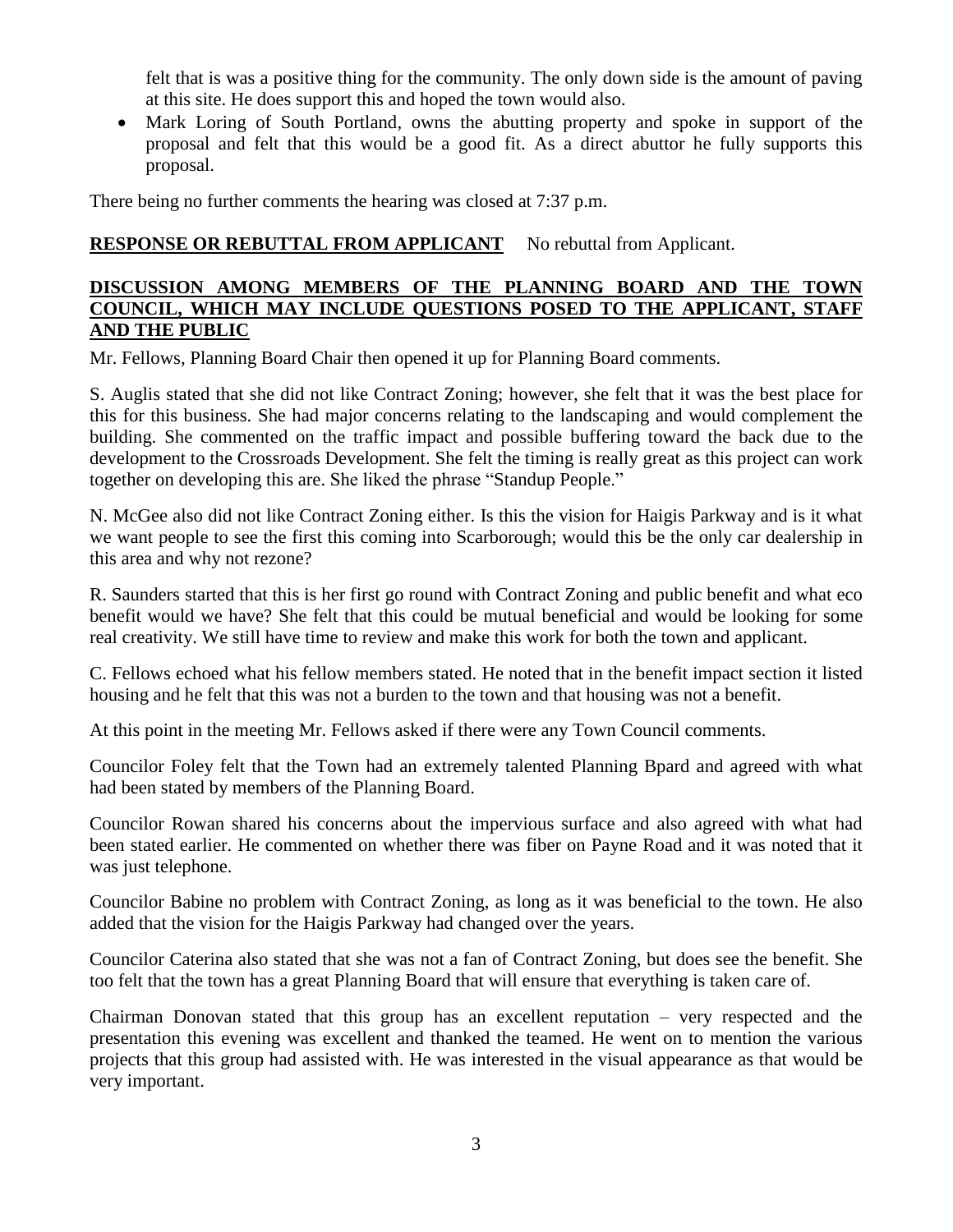felt that is was a positive thing for the community. The only down side is the amount of paving at this site. He does support this and hoped the town would also.

- Mark Loring of South Portland, owns the abutting property and spoke in support of the proposal and felt that this would be a good fit. As a direct abuttor he fully supports this proposal.

There being no further comments the hearing was closed at 7:37 p.m.

**RESPONSE OR REBUTTAL FROM APPLICANT** No rebuttal from Applicant.

**DISCUSSION AMONG MEMBERS OF THE PLANNING BOARD AND THE TOWN COUNCIL, WHICH MAY INCLUDE QUESTIONS POSED TO THE APPLICANT, STAFF AND THE PUBLIC**

Mr. Fellows, Planning Board Chair then opened it up for Planning Board comments.

S. Auglis stated that she did not like Contract Zoning; however, she felt that it was the best place for this for this business. She had major concerns relating to the landscaping and would complement the building. She commented on the traffic impact and possible buffering toward the back due to the development to the Crossroads Development. She felt the timing is really great as this project can work together on developing this are. She liked the phrase "Standup People."

N. McGee also did not like Contract Zoning either. Is this the vision for Haigis Parkway and is it what we want people to see the first this coming into Scarborough; would this be the only car dealership in this area and why not rezone?

R. Saunders started that this is her first go round with Contract Zoning and public benefit and what eco benefit would we have? She felt that this could be mutual beneficial and would be looking for some real creativity. We still have time to review and make this work for both the town and applicant.

C. Fellows echoed what his fellow members stated. He noted that in the benefit impact section it listed housing and he felt that this was not a burden to the town and that housing was not a benefit.

At this point in the meeting Mr. Fellows asked if there were any Town Council comments.

Councilor Foley felt that the Town had an extremely talented Planning Bpard and agreed with what had been stated by members of the Planning Board.

Councilor Rowan shared his concerns about the impervious surface and also agreed with what had been stated earlier. He commented on whether there was fiber on Payne Road and it was noted that it was just telephone.

Councilor Babine no problem with Contract Zoning, as long as it was beneficial to the town. He also added that the vision for the Haigis Parkway had changed over the years.

Councilor Caterina also stated that she was not a fan of Contract Zoning, but does see the benefit. She too felt that the town has a great Planning Board that will ensure that everything is taken care of.

Chairman Donovan stated that this group has an excellent reputation – very respected and the presentation this evening was excellent and thanked the teamed. He went on to mention the various projects that this group had assisted with. He was interested in the visual appearance as that would be very important.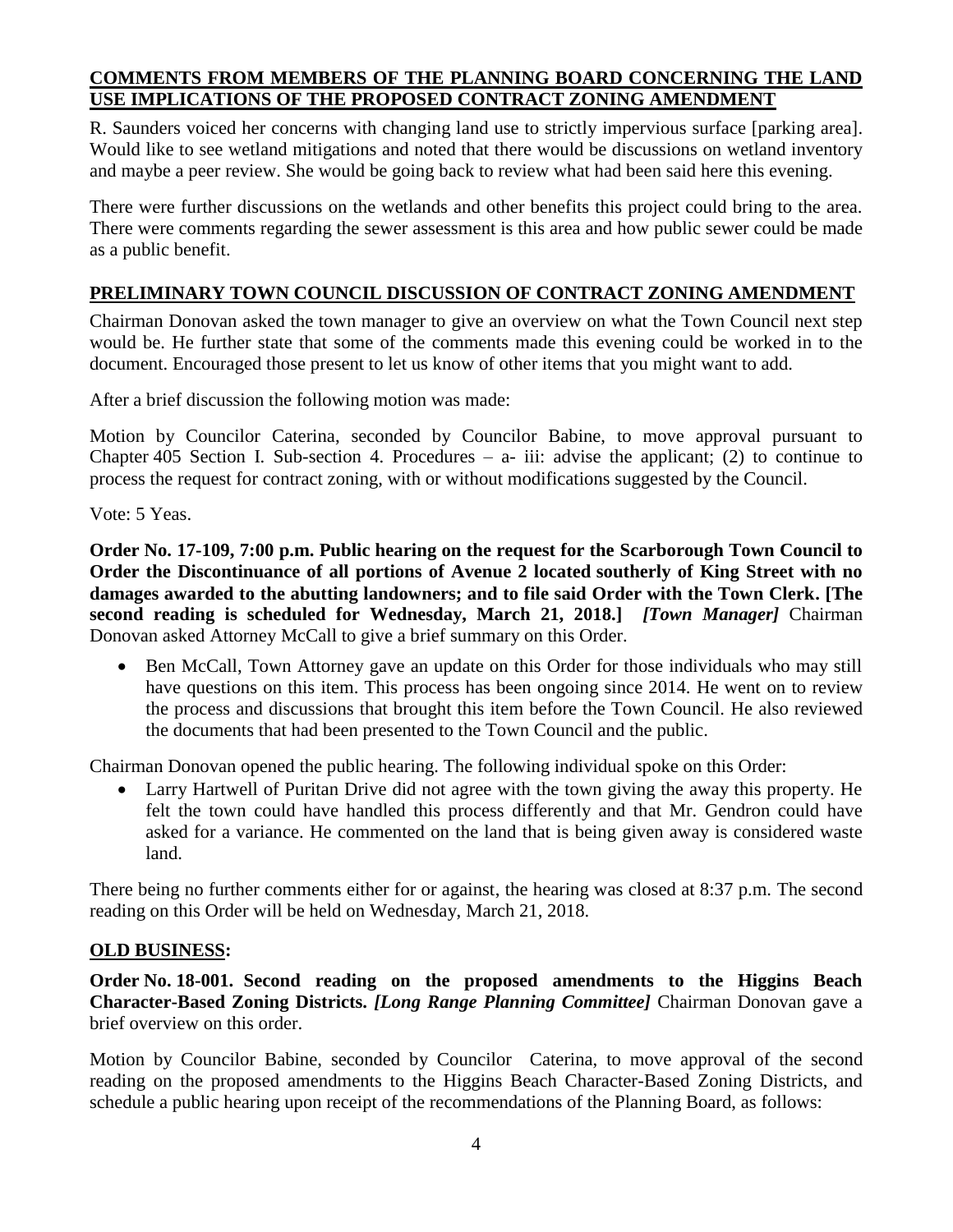**COMMENTS FROM MEMBERS OF THE PLANNING BOARD CONCERNING THE LAND USE IMPLICATIONS OF THE PROPOSED CONTRACT ZONING AMENDMENT**

R. Saunders voiced her concerns with changing land use to strictly impervious surface [parking area]. Would like to see wetland mitigations and noted that there would be discussions on wetland inventory and maybe a peer review. She would be going back to review what had been said here this evening.

There were further discussions on the wetlands and other benefits this project could bring to the area. There were comments regarding the sewer assessment is this area and how public sewer could be made as a public benefit.

**PRELIMINARY TOWN COUNCIL DISCUSSION OF CONTRACT ZONING AMENDMENT**

Chairman Donovan asked the town manager to give an overview on what the Town Council next step would be. He further state that some of the comments made this evening could be worked in to the document. Encouraged those present to let us know of other items that you might want to add.

After a brief discussion the following motion was made:

Motion by Councilor Caterina, seconded by Councilor Babine, to move approval pursuant to Chapter 405 Section I. Sub-section 4. Procedures – a- iii: advise the applicant; (2) to continue to process the request for contract zoning, with or without modifications suggested by the Council.

Vote: 5 Yeas.

**Order No. 17-109, 7:00 p.m. Public hearing on the request for the Scarborough Town Council to Order the Discontinuance of all portions of Avenue 2 located southerly of King Street with no damages awarded to the abutting landowners; and to file said Order with the Town Clerk. [The second reading is scheduled for Wednesday, March 21, 2018.]** ***[Town Manager]*** Chairman Donovan asked Attorney McCall to give a brief summary on this Order.

- Ben McCall, Town Attorney gave an update on this Order for those individuals who may still have questions on this item. This process has been ongoing since 2014. He went on to review the process and discussions that brought this item before the Town Council. He also reviewed the documents that had been presented to the Town Council and the public.

Chairman Donovan opened the public hearing. The following individual spoke on this Order:

- Larry Hartwell of Puritan Drive did not agree with the town giving the away this property. He felt the town could have handled this process differently and that Mr. Gendron could have asked for a variance. He commented on the land that is being given away is considered waste land.

There being no further comments either for or against, the hearing was closed at 8:37 p.m. The second reading on this Order will be held on Wednesday, March 21, 2018.

**OLD BUSINESS:**

**Order No. 18-001. Second reading on the proposed amendments to the Higgins Beach Character-Based Zoning Districts.** ***[Long Range Planning Committee]*** Chairman Donovan gave a brief overview on this order.

Motion by Councilor Babine, seconded by Councilor Caterina, to move approval of the second reading on the proposed amendments to the Higgins Beach Character-Based Zoning Districts, and schedule a public hearing upon receipt of the recommendations of the Planning Board, as follows: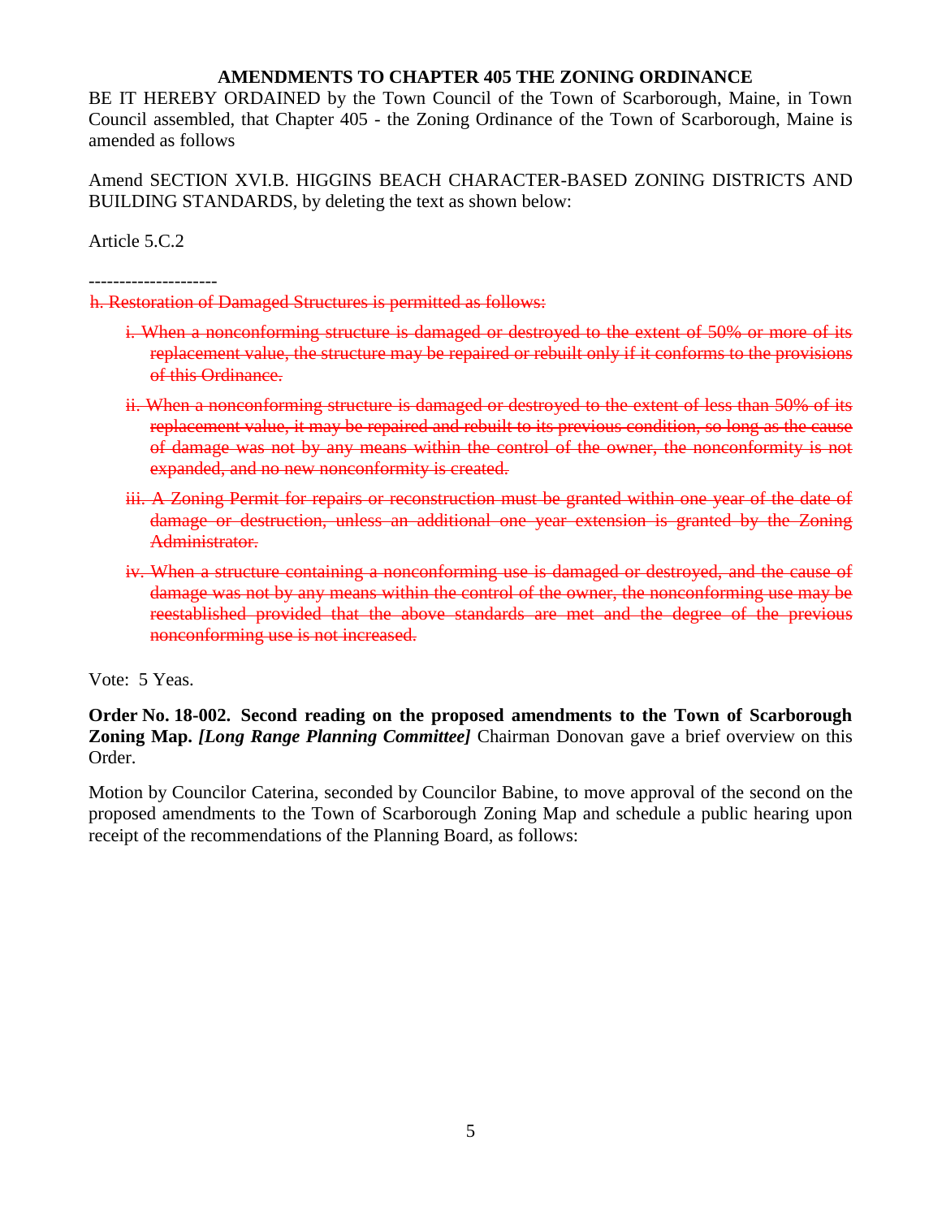**AMENDMENTS TO CHAPTER 405 THE ZONING ORDINANCE**

BE IT HEREBY ORDAINED by the Town Council of the Town of Scarborough, Maine, in Town Council assembled, that Chapter 405 - the Zoning Ordinance of the Town of Scarborough, Maine is amended as follows

Amend SECTION XVI.B. HIGGINS BEACH CHARACTER-BASED ZONING DISTRICTS AND BUILDING STANDARDS, by deleting the text as shown below:

Article 5.C.2

---------------------

~~h. Restoration of Damaged Structures is permitted as follows:~~

~~i. When a nonconforming structure is damaged or destroyed to the extent of 50% or more of its replacement value, the structure may be repaired or rebuilt only if it conforms to the provisions of this Ordinance.~~

~~ii. When a nonconforming structure is damaged or destroyed to the extent of less than 50% of its replacement value, it may be repaired and rebuilt to its previous condition, so long as the cause of damage was not by any means within the control of the owner, the nonconformity is not expanded, and no new nonconformity is created.~~

~~iii. A Zoning Permit for repairs or reconstruction must be granted within one year of the date of damage or destruction, unless an additional one year extension is granted by the Zoning Administrator.~~

~~iv. When a structure containing a nonconforming use is damaged or destroyed, and the cause of damage was not by any means within the control of the owner, the nonconforming use may be reestablished provided that the above standards are met and the degree of the previous nonconforming use is not increased.~~

Vote: 5 Yeas.

**Order No. 18-002. Second reading on the proposed amendments to the Town of Scarborough Zoning Map.** ***[Long Range Planning Committee]*** Chairman Donovan gave a brief overview on this Order.

Motion by Councilor Caterina, seconded by Councilor Babine, to move approval of the second on the proposed amendments to the Town of Scarborough Zoning Map and schedule a public hearing upon receipt of the recommendations of the Planning Board, as follows: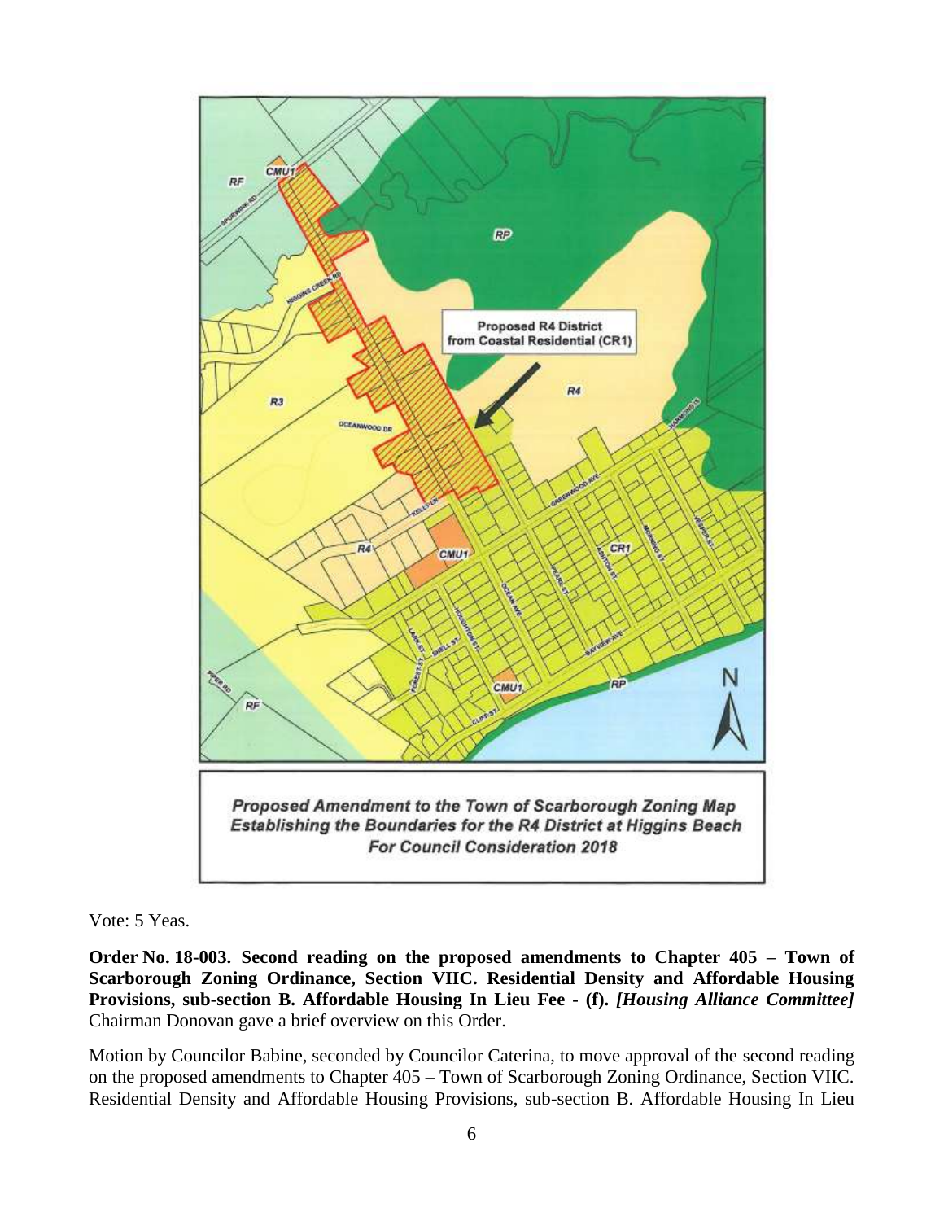Proposed R4 District from Coastal Residential (CR1)

*Proposed Amendment to the Town of Scarborough Zoning Map Establishing the Boundaries for the R4 District at Higgins Beach For Council Consideration 2018*

Vote: 5 Yeas.

**Order No. 18-003. Second reading on the proposed amendments to Chapter 405 – Town of Scarborough Zoning Ordinance, Section VIIC. Residential Density and Affordable Housing Provisions, sub-section B. Affordable Housing In Lieu Fee - (f).** ***[Housing Alliance Committee]*** Chairman Donovan gave a brief overview on this Order.

Motion by Councilor Babine, seconded by Councilor Caterina, to move approval of the second reading on the proposed amendments to Chapter 405 – Town of Scarborough Zoning Ordinance, Section VIIC. Residential Density and Affordable Housing Provisions, sub-section B. Affordable Housing In Lieu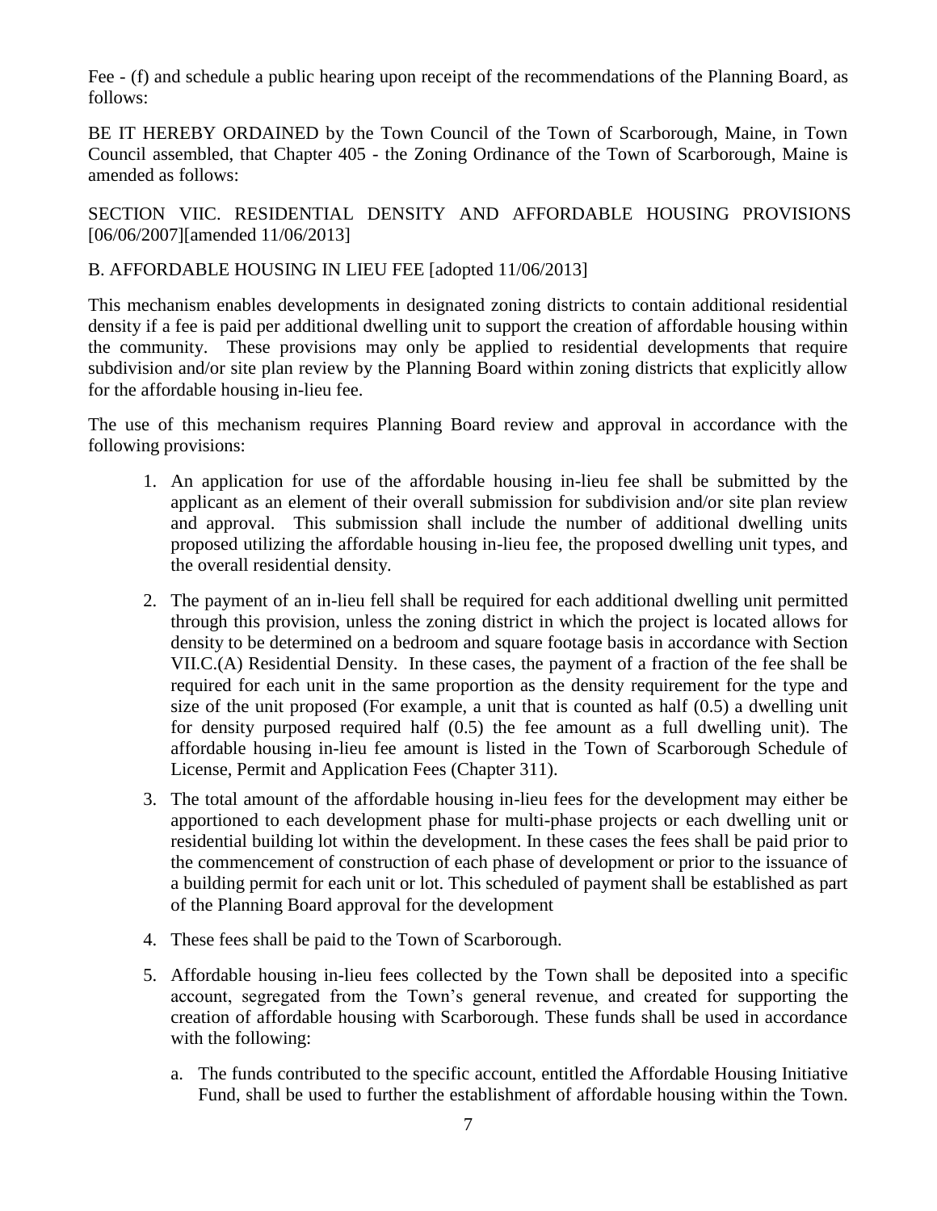Fee - (f) and schedule a public hearing upon receipt of the recommendations of the Planning Board, as follows:

BE IT HEREBY ORDAINED by the Town Council of the Town of Scarborough, Maine, in Town Council assembled, that Chapter 405 - the Zoning Ordinance of the Town of Scarborough, Maine is amended as follows:

SECTION VIIC. RESIDENTIAL DENSITY AND AFFORDABLE HOUSING PROVISIONS [06/06/2007][amended 11/06/2013]

B. AFFORDABLE HOUSING IN LIEU FEE [adopted 11/06/2013]

This mechanism enables developments in designated zoning districts to contain additional residential density if a fee is paid per additional dwelling unit to support the creation of affordable housing within the community. These provisions may only be applied to residential developments that require subdivision and/or site plan review by the Planning Board within zoning districts that explicitly allow for the affordable housing in-lieu fee.

The use of this mechanism requires Planning Board review and approval in accordance with the following provisions:

1. An application for use of the affordable housing in-lieu fee shall be submitted by the applicant as an element of their overall submission for subdivision and/or site plan review and approval. This submission shall include the number of additional dwelling units proposed utilizing the affordable housing in-lieu fee, the proposed dwelling unit types, and the overall residential density.

2. The payment of an in-lieu fell shall be required for each additional dwelling unit permitted through this provision, unless the zoning district in which the project is located allows for density to be determined on a bedroom and square footage basis in accordance with Section VII.C.(A) Residential Density. In these cases, the payment of a fraction of the fee shall be required for each unit in the same proportion as the density requirement for the type and size of the unit proposed (For example, a unit that is counted as half (0.5) a dwelling unit for density purposed required half (0.5) the fee amount as a full dwelling unit). The affordable housing in-lieu fee amount is listed in the Town of Scarborough Schedule of License, Permit and Application Fees (Chapter 311).

3. The total amount of the affordable housing in-lieu fees for the development may either be apportioned to each development phase for multi-phase projects or each dwelling unit or residential building lot within the development. In these cases the fees shall be paid prior to the commencement of construction of each phase of development or prior to the issuance of a building permit for each unit or lot. This scheduled of payment shall be established as part of the Planning Board approval for the development

4. These fees shall be paid to the Town of Scarborough.

5. Affordable housing in-lieu fees collected by the Town shall be deposited into a specific account, segregated from the Town's general revenue, and created for supporting the creation of affordable housing with Scarborough. These funds shall be used in accordance with the following:

   a. The funds contributed to the specific account, entitled the Affordable Housing Initiative Fund, shall be used to further the establishment of affordable housing within the Town.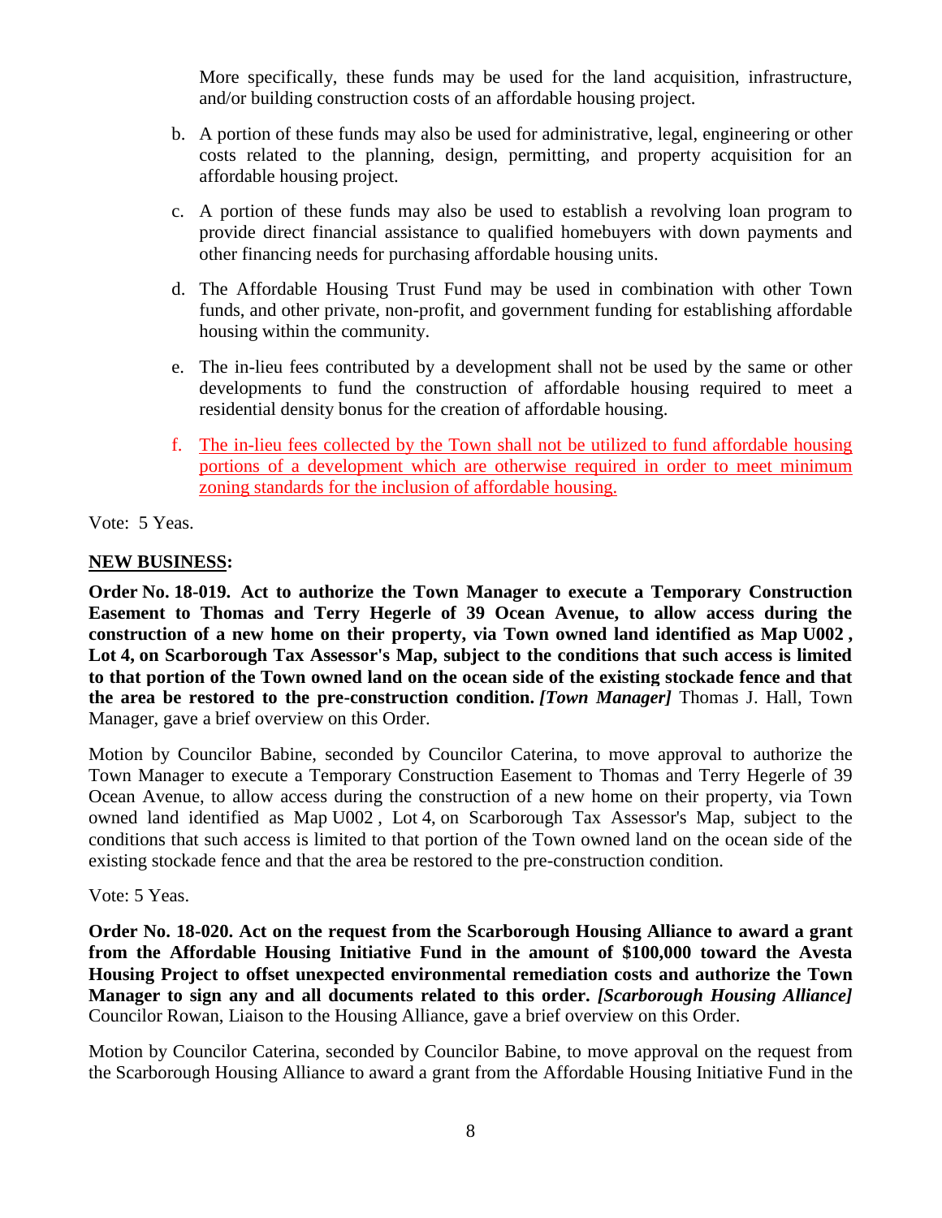More specifically, these funds may be used for the land acquisition, infrastructure, and/or building construction costs of an affordable housing project.

b. A portion of these funds may also be used for administrative, legal, engineering or other costs related to the planning, design, permitting, and property acquisition for an affordable housing project.

c. A portion of these funds may also be used to establish a revolving loan program to provide direct financial assistance to qualified homebuyers with down payments and other financing needs for purchasing affordable housing units.

d. The Affordable Housing Trust Fund may be used in combination with other Town funds, and other private, non-profit, and government funding for establishing affordable housing within the community.

e. The in-lieu fees contributed by a development shall not be used by the same or other developments to fund the construction of affordable housing required to meet a residential density bonus for the creation of affordable housing.

f. The in-lieu fees collected by the Town shall not be utilized to fund affordable housing portions of a development which are otherwise required in order to meet minimum zoning standards for the inclusion of affordable housing.

Vote: 5 Yeas.

**NEW BUSINESS:**

**Order No. 18-019. Act to authorize the Town Manager to execute a Temporary Construction Easement to Thomas and Terry Hegerle of 39 Ocean Avenue, to allow access during the construction of a new home on their property, via Town owned land identified as Map U002 , Lot 4, on Scarborough Tax Assessor's Map, subject to the conditions that such access is limited to that portion of the Town owned land on the ocean side of the existing stockade fence and that the area be restored to the pre-construction condition.** ***[Town Manager]*** Thomas J. Hall, Town Manager, gave a brief overview on this Order.

Motion by Councilor Babine, seconded by Councilor Caterina, to move approval to authorize the Town Manager to execute a Temporary Construction Easement to Thomas and Terry Hegerle of 39 Ocean Avenue, to allow access during the construction of a new home on their property, via Town owned land identified as Map U002 , Lot 4, on Scarborough Tax Assessor's Map, subject to the conditions that such access is limited to that portion of the Town owned land on the ocean side of the existing stockade fence and that the area be restored to the pre-construction condition.

Vote: 5 Yeas.

**Order No. 18-020. Act on the request from the Scarborough Housing Alliance to award a grant from the Affordable Housing Initiative Fund in the amount of $100,000 toward the Avesta Housing Project to offset unexpected environmental remediation costs and authorize the Town Manager to sign any and all documents related to this order.** ***[Scarborough Housing Alliance]*** Councilor Rowan, Liaison to the Housing Alliance, gave a brief overview on this Order.

Motion by Councilor Caterina, seconded by Councilor Babine, to move approval on the request from the Scarborough Housing Alliance to award a grant from the Affordable Housing Initiative Fund in the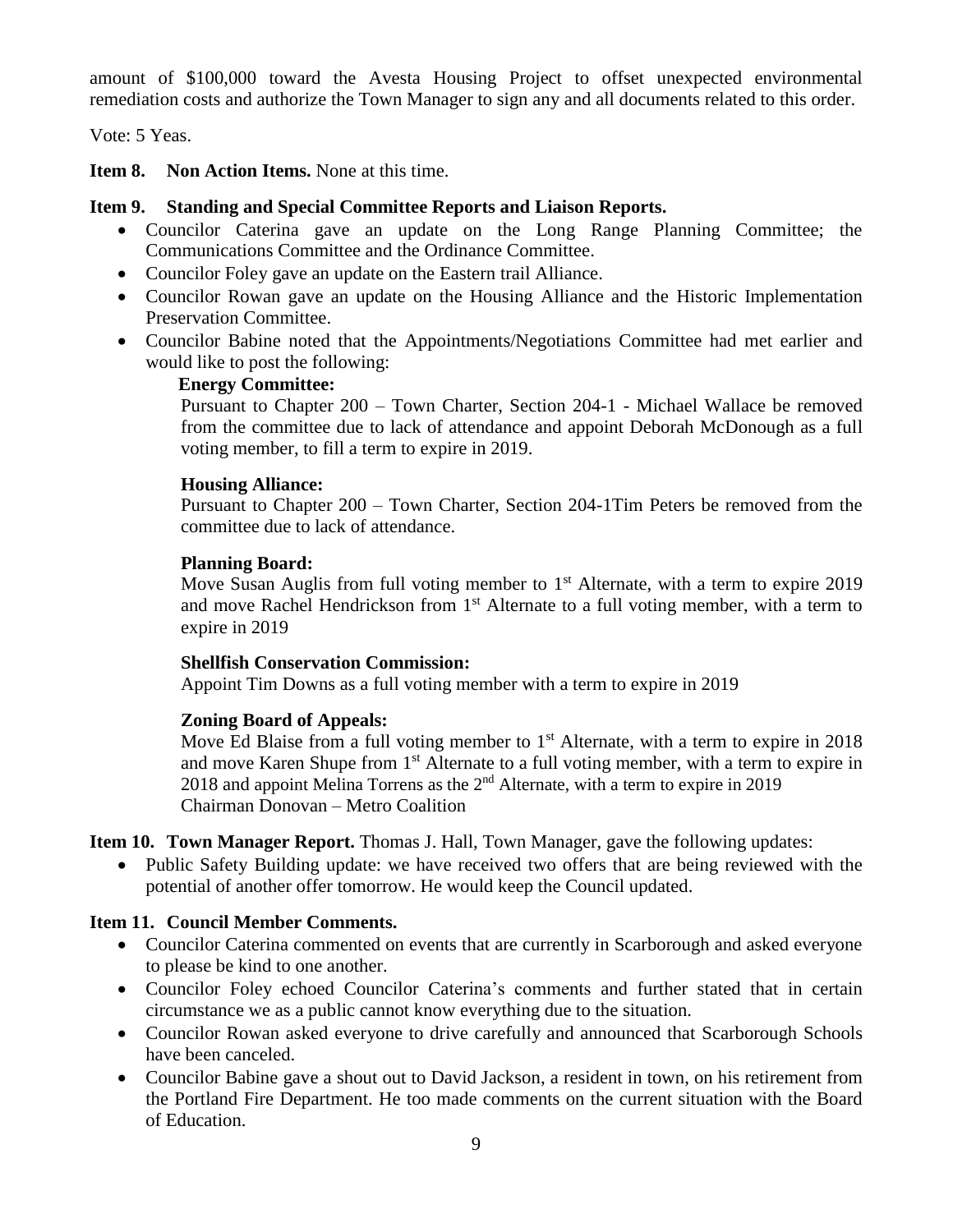amount of $100,000 toward the Avesta Housing Project to offset unexpected environmental remediation costs and authorize the Town Manager to sign any and all documents related to this order.

Vote: 5 Yeas.

**Item 8. Non Action Items.** None at this time.

**Item 9. Standing and Special Committee Reports and Liaison Reports.**

- Councilor Caterina gave an update on the Long Range Planning Committee; the Communications Committee and the Ordinance Committee.
- Councilor Foley gave an update on the Eastern trail Alliance.
- Councilor Rowan gave an update on the Housing Alliance and the Historic Implementation Preservation Committee.
- Councilor Babine noted that the Appointments/Negotiations Committee had met earlier and would like to post the following:

  **Energy Committee:**
  Pursuant to Chapter 200 – Town Charter, Section 204-1 - Michael Wallace be removed from the committee due to lack of attendance and appoint Deborah McDonough as a full voting member, to fill a term to expire in 2019.

  **Housing Alliance:**
  Pursuant to Chapter 200 – Town Charter, Section 204-1Tim Peters be removed from the committee due to lack of attendance.

  **Planning Board:**
  Move Susan Auglis from full voting member to 1st Alternate, with a term to expire 2019 and move Rachel Hendrickson from 1st Alternate to a full voting member, with a term to expire in 2019

  **Shellfish Conservation Commission:**
  Appoint Tim Downs as a full voting member with a term to expire in 2019

  **Zoning Board of Appeals:**
  Move Ed Blaise from a full voting member to 1st Alternate, with a term to expire in 2018 and move Karen Shupe from 1st Alternate to a full voting member, with a term to expire in 2018 and appoint Melina Torrens as the 2nd Alternate, with a term to expire in 2019
  Chairman Donovan – Metro Coalition

**Item 10. Town Manager Report.** Thomas J. Hall, Town Manager, gave the following updates:

- Public Safety Building update: we have received two offers that are being reviewed with the potential of another offer tomorrow. He would keep the Council updated.

**Item 11. Council Member Comments.**

- Councilor Caterina commented on events that are currently in Scarborough and asked everyone to please be kind to one another.
- Councilor Foley echoed Councilor Caterina's comments and further stated that in certain circumstance we as a public cannot know everything due to the situation.
- Councilor Rowan asked everyone to drive carefully and announced that Scarborough Schools have been canceled.
- Councilor Babine gave a shout out to David Jackson, a resident in town, on his retirement from the Portland Fire Department. He too made comments on the current situation with the Board of Education.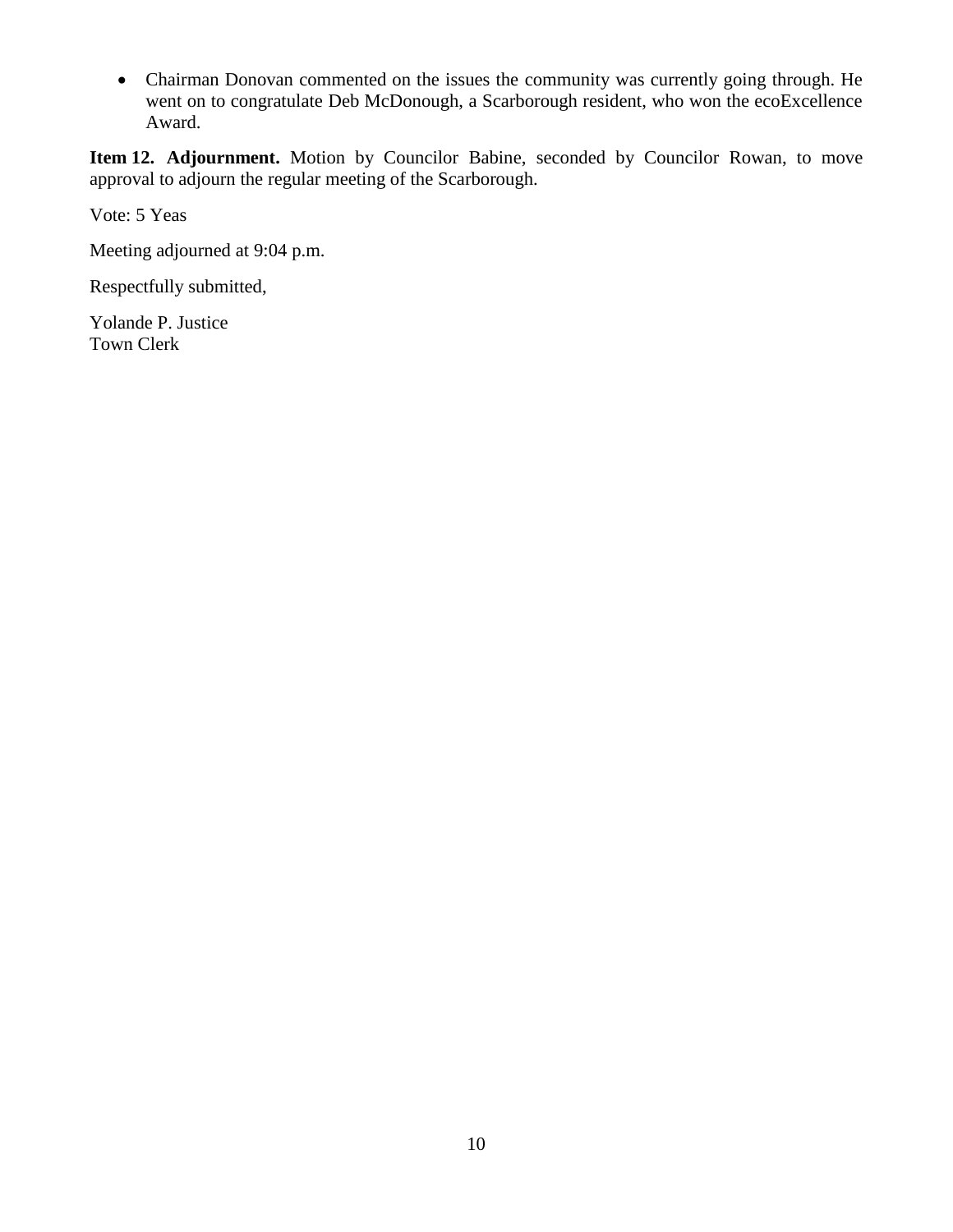- Chairman Donovan commented on the issues the community was currently going through. He went on to congratulate Deb McDonough, a Scarborough resident, who won the ecoExcellence Award.

**Item 12. Adjournment.** Motion by Councilor Babine, seconded by Councilor Rowan, to move approval to adjourn the regular meeting of the Scarborough.

Vote: 5 Yeas

Meeting adjourned at 9:04 p.m.

Respectfully submitted,

Yolande P. Justice
Town Clerk